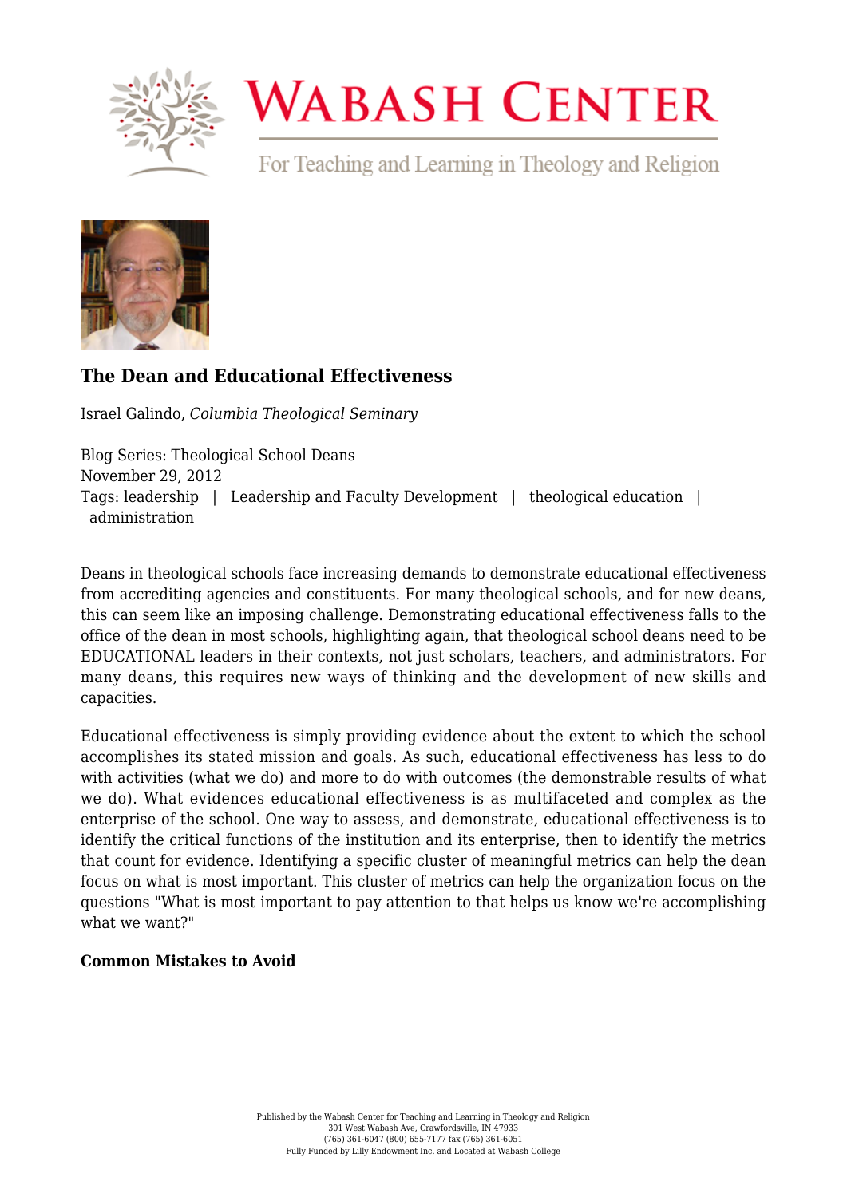# The Dean and Educational Effectiveness

Israel Galindo, *Columbia Theological Seminary*

Blog Series: Theological School Deans
November 29, 2012
Tags: leadership | Leadership and Faculty Development | theological education | administration

Deans in theological schools face increasing demands to demonstrate educational effectiveness from accrediting agencies and constituents. For many theological schools, and for new deans, this can seem like an imposing challenge. Demonstrating educational effectiveness falls to the office of the dean in most schools, highlighting again, that theological school deans need to be EDUCATIONAL leaders in their contexts, not just scholars, teachers, and administrators. For many deans, this requires new ways of thinking and the development of new skills and capacities.

Educational effectiveness is simply providing evidence about the extent to which the school accomplishes its stated mission and goals. As such, educational effectiveness has less to do with activities (what we do) and more to do with outcomes (the demonstrable results of what we do). What evidences educational effectiveness is as multifaceted and complex as the enterprise of the school. One way to assess, and demonstrate, educational effectiveness is to identify the critical functions of the institution and its enterprise, then to identify the metrics that count for evidence. Identifying a specific cluster of meaningful metrics can help the dean focus on what is most important. This cluster of metrics can help the organization focus on the questions "What is most important to pay attention to that helps us know we're accomplishing what we want?"

**Common Mistakes to Avoid**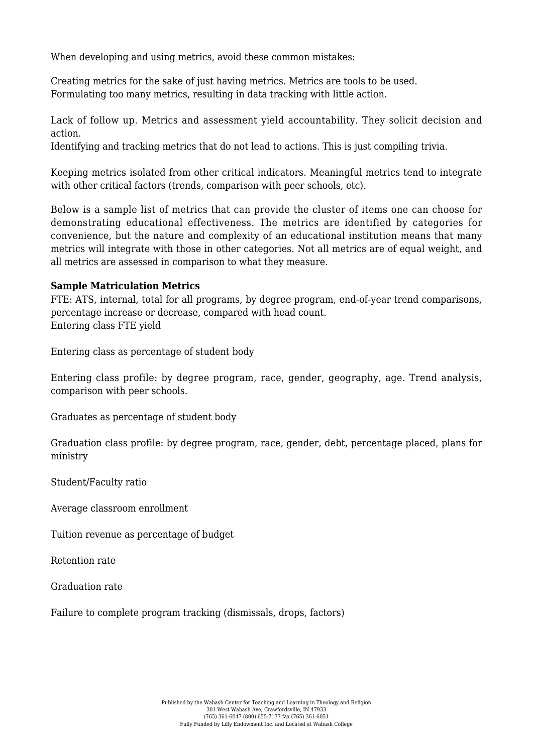When developing and using metrics, avoid these common mistakes:

Creating metrics for the sake of just having metrics. Metrics are tools to be used.
Formulating too many metrics, resulting in data tracking with little action.

Lack of follow up. Metrics and assessment yield accountability. They solicit decision and action.
Identifying and tracking metrics that do not lead to actions. This is just compiling trivia.

Keeping metrics isolated from other critical indicators. Meaningful metrics tend to integrate with other critical factors (trends, comparison with peer schools, etc).

Below is a sample list of metrics that can provide the cluster of items one can choose for demonstrating educational effectiveness. The metrics are identified by categories for convenience, but the nature and complexity of an educational institution means that many metrics will integrate with those in other categories. Not all metrics are of equal weight, and all metrics are assessed in comparison to what they measure.

**Sample Matriculation Metrics**
FTE: ATS, internal, total for all programs, by degree program, end-of-year trend comparisons, percentage increase or decrease, compared with head count.
Entering class FTE yield

Entering class as percentage of student body

Entering class profile: by degree program, race, gender, geography, age. Trend analysis, comparison with peer schools.

Graduates as percentage of student body

Graduation class profile: by degree program, race, gender, debt, percentage placed, plans for ministry

Student/Faculty ratio

Average classroom enrollment

Tuition revenue as percentage of budget

Retention rate

Graduation rate

Failure to complete program tracking (dismissals, drops, factors)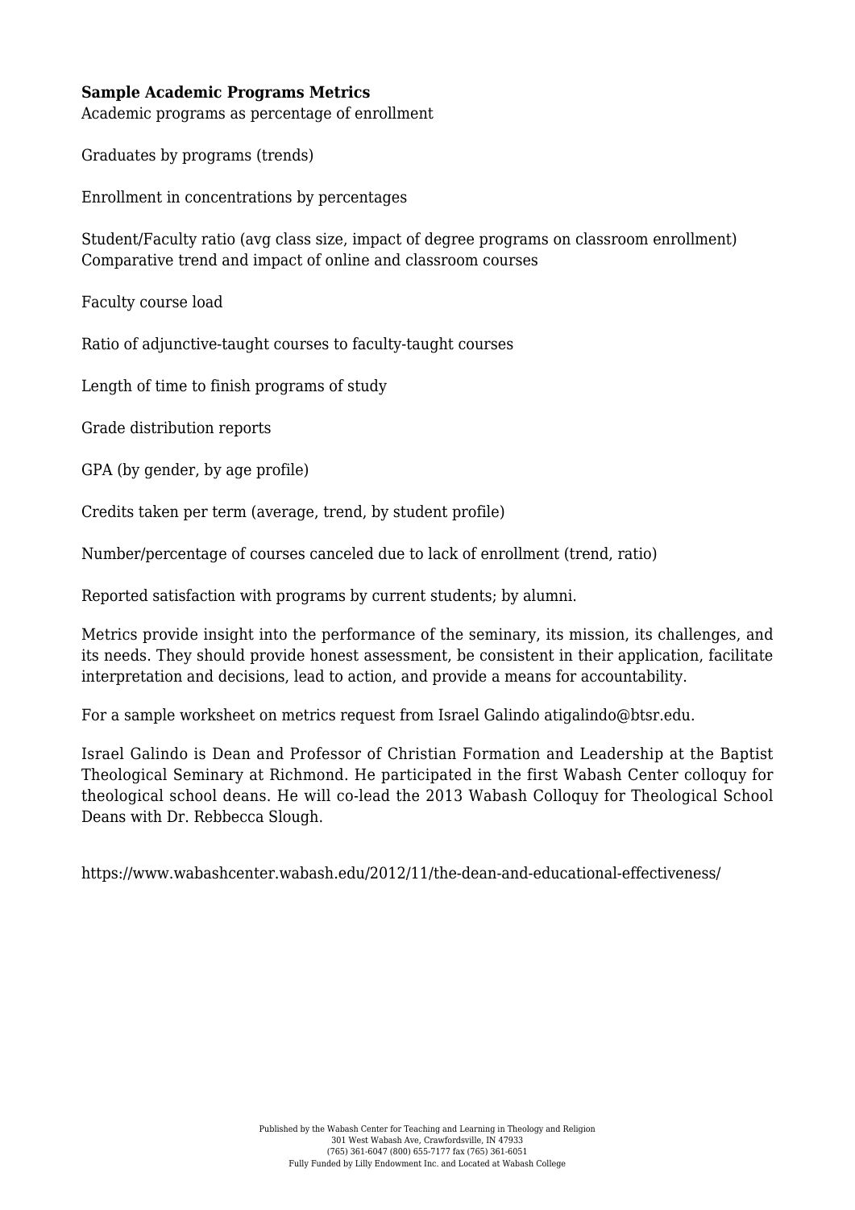**Sample Academic Programs Metrics**
Academic programs as percentage of enrollment

Graduates by programs (trends)

Enrollment in concentrations by percentages

Student/Faculty ratio (avg class size, impact of degree programs on classroom enrollment)
Comparative trend and impact of online and classroom courses

Faculty course load

Ratio of adjunctive-taught courses to faculty-taught courses

Length of time to finish programs of study

Grade distribution reports

GPA (by gender, by age profile)

Credits taken per term (average, trend, by student profile)

Number/percentage of courses canceled due to lack of enrollment (trend, ratio)

Reported satisfaction with programs by current students; by alumni.

Metrics provide insight into the performance of the seminary, its mission, its challenges, and its needs. They should provide honest assessment, be consistent in their application, facilitate interpretation and decisions, lead to action, and provide a means for accountability.

For a sample worksheet on metrics request from Israel Galindo atigalindo@btsr.edu.

Israel Galindo is Dean and Professor of Christian Formation and Leadership at the Baptist Theological Seminary at Richmond. He participated in the first Wabash Center colloquy for theological school deans. He will co-lead the 2013 Wabash Colloquy for Theological School Deans with Dr. Rebbecca Slough.

https://www.wabashcenter.wabash.edu/2012/11/the-dean-and-educational-effectiveness/